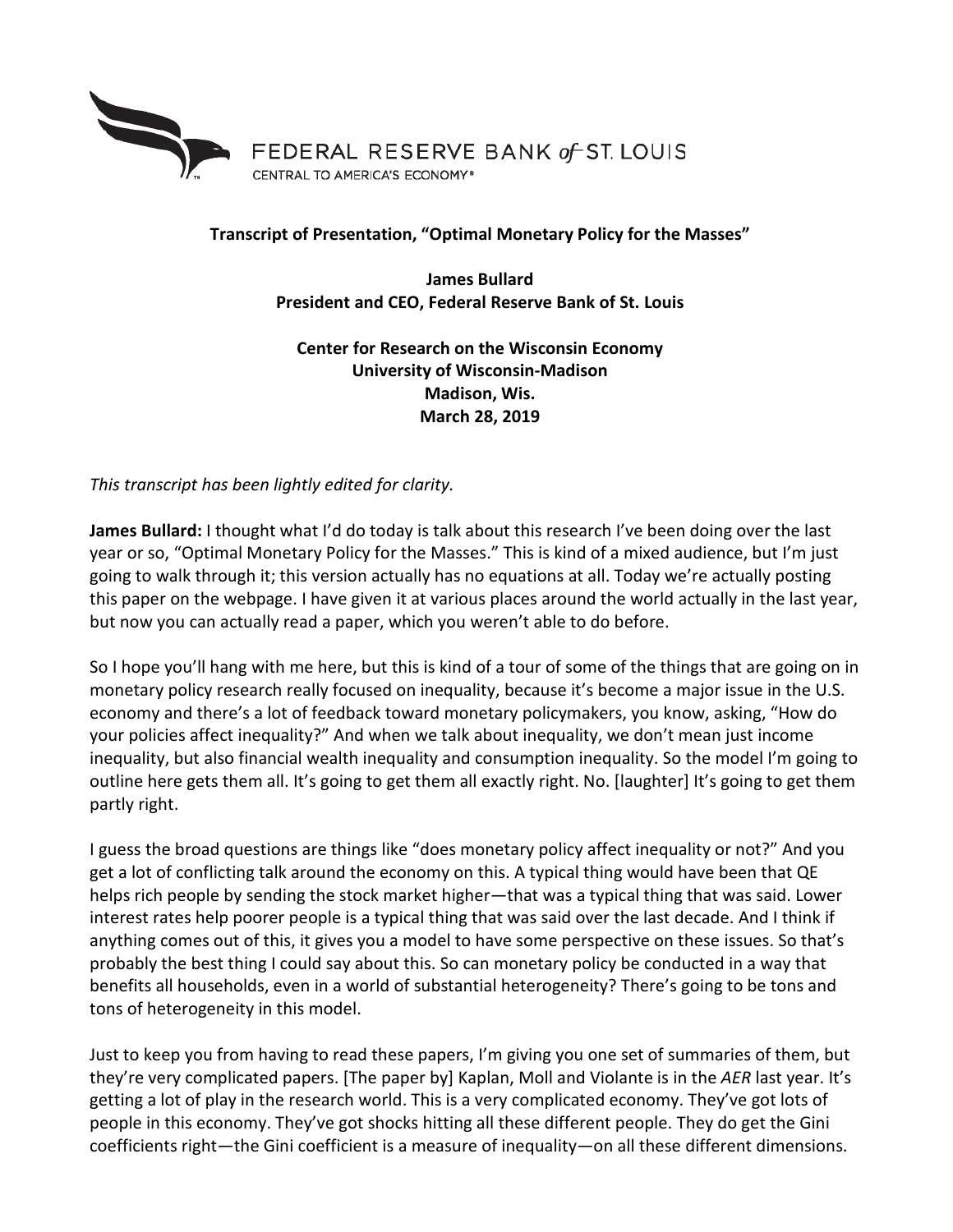FEDERAL RESERVE BANK of ST. LOUIS
CENTRAL TO AMERICA'S ECONOMY®

**Transcript of Presentation, "Optimal Monetary Policy for the Masses"**

**James Bullard**
**President and CEO, Federal Reserve Bank of St. Louis**

**Center for Research on the Wisconsin Economy**
**University of Wisconsin-Madison**
**Madison, Wis.**
**March 28, 2019**

*This transcript has been lightly edited for clarity.*

**James Bullard:** I thought what I'd do today is talk about this research I've been doing over the last year or so, "Optimal Monetary Policy for the Masses." This is kind of a mixed audience, but I'm just going to walk through it; this version actually has no equations at all. Today we're actually posting this paper on the webpage. I have given it at various places around the world actually in the last year, but now you can actually read a paper, which you weren't able to do before.

So I hope you'll hang with me here, but this is kind of a tour of some of the things that are going on in monetary policy research really focused on inequality, because it's become a major issue in the U.S. economy and there's a lot of feedback toward monetary policymakers, you know, asking, "How do your policies affect inequality?" And when we talk about inequality, we don't mean just income inequality, but also financial wealth inequality and consumption inequality. So the model I'm going to outline here gets them all. It's going to get them all exactly right. No. [laughter] It's going to get them partly right.

I guess the broad questions are things like "does monetary policy affect inequality or not?" And you get a lot of conflicting talk around the economy on this. A typical thing would have been that QE helps rich people by sending the stock market higher—that was a typical thing that was said. Lower interest rates help poorer people is a typical thing that was said over the last decade. And I think if anything comes out of this, it gives you a model to have some perspective on these issues. So that's probably the best thing I could say about this. So can monetary policy be conducted in a way that benefits all households, even in a world of substantial heterogeneity? There's going to be tons and tons of heterogeneity in this model.

Just to keep you from having to read these papers, I'm giving you one set of summaries of them, but they're very complicated papers. [The paper by] Kaplan, Moll and Violante is in the *AER* last year. It's getting a lot of play in the research world. This is a very complicated economy. They've got lots of people in this economy. They've got shocks hitting all these different people. They do get the Gini coefficients right—the Gini coefficient is a measure of inequality—on all these different dimensions.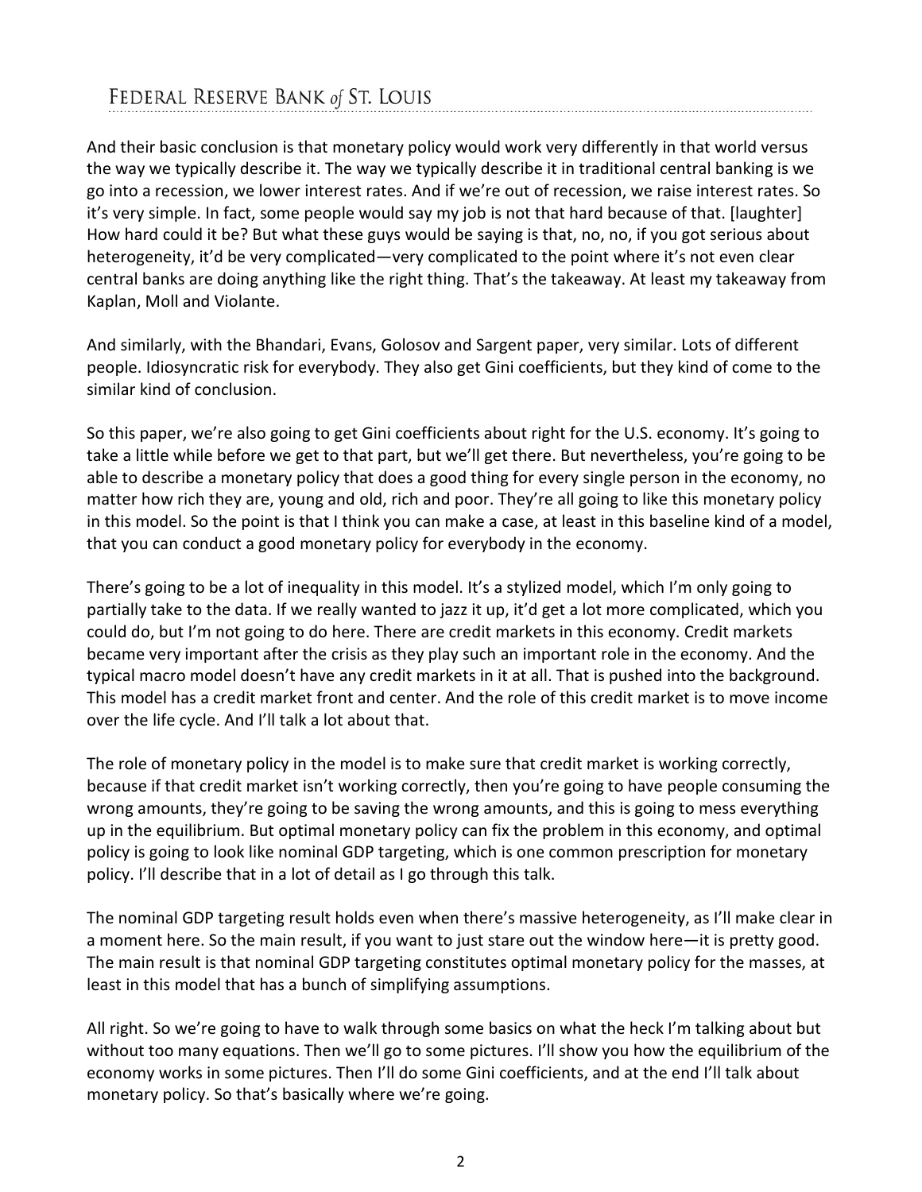And their basic conclusion is that monetary policy would work very differently in that world versus the way we typically describe it. The way we typically describe it in traditional central banking is we go into a recession, we lower interest rates. And if we're out of recession, we raise interest rates. So it's very simple. In fact, some people would say my job is not that hard because of that. [laughter] How hard could it be? But what these guys would be saying is that, no, no, if you got serious about heterogeneity, it'd be very complicated—very complicated to the point where it's not even clear central banks are doing anything like the right thing. That's the takeaway. At least my takeaway from Kaplan, Moll and Violante.

And similarly, with the Bhandari, Evans, Golosov and Sargent paper, very similar. Lots of different people. Idiosyncratic risk for everybody. They also get Gini coefficients, but they kind of come to the similar kind of conclusion.

So this paper, we're also going to get Gini coefficients about right for the U.S. economy. It's going to take a little while before we get to that part, but we'll get there. But nevertheless, you're going to be able to describe a monetary policy that does a good thing for every single person in the economy, no matter how rich they are, young and old, rich and poor. They're all going to like this monetary policy in this model. So the point is that I think you can make a case, at least in this baseline kind of a model, that you can conduct a good monetary policy for everybody in the economy.

There's going to be a lot of inequality in this model. It's a stylized model, which I'm only going to partially take to the data. If we really wanted to jazz it up, it'd get a lot more complicated, which you could do, but I'm not going to do here. There are credit markets in this economy. Credit markets became very important after the crisis as they play such an important role in the economy. And the typical macro model doesn't have any credit markets in it at all. That is pushed into the background. This model has a credit market front and center. And the role of this credit market is to move income over the life cycle. And I'll talk a lot about that.

The role of monetary policy in the model is to make sure that credit market is working correctly, because if that credit market isn't working correctly, then you're going to have people consuming the wrong amounts, they're going to be saving the wrong amounts, and this is going to mess everything up in the equilibrium. But optimal monetary policy can fix the problem in this economy, and optimal policy is going to look like nominal GDP targeting, which is one common prescription for monetary policy. I'll describe that in a lot of detail as I go through this talk.

The nominal GDP targeting result holds even when there's massive heterogeneity, as I'll make clear in a moment here. So the main result, if you want to just stare out the window here—it is pretty good. The main result is that nominal GDP targeting constitutes optimal monetary policy for the masses, at least in this model that has a bunch of simplifying assumptions.

All right. So we're going to have to walk through some basics on what the heck I'm talking about but without too many equations. Then we'll go to some pictures. I'll show you how the equilibrium of the economy works in some pictures. Then I'll do some Gini coefficients, and at the end I'll talk about monetary policy. So that's basically where we're going.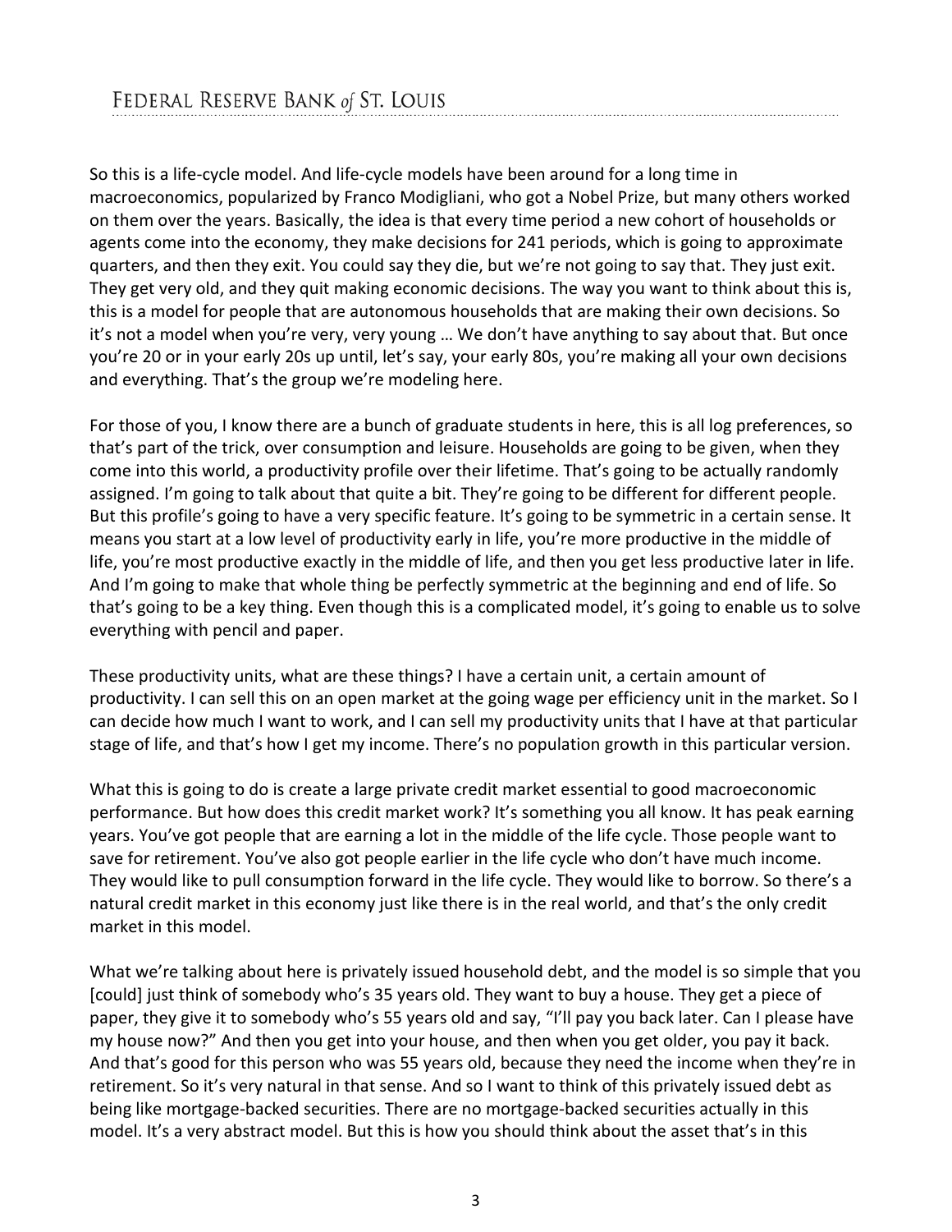So this is a life-cycle model. And life-cycle models have been around for a long time in macroeconomics, popularized by Franco Modigliani, who got a Nobel Prize, but many others worked on them over the years. Basically, the idea is that every time period a new cohort of households or agents come into the economy, they make decisions for 241 periods, which is going to approximate quarters, and then they exit. You could say they die, but we're not going to say that. They just exit. They get very old, and they quit making economic decisions. The way you want to think about this is, this is a model for people that are autonomous households that are making their own decisions. So it's not a model when you're very, very young … We don't have anything to say about that. But once you're 20 or in your early 20s up until, let's say, your early 80s, you're making all your own decisions and everything. That's the group we're modeling here.

For those of you, I know there are a bunch of graduate students in here, this is all log preferences, so that's part of the trick, over consumption and leisure. Households are going to be given, when they come into this world, a productivity profile over their lifetime. That's going to be actually randomly assigned. I'm going to talk about that quite a bit. They're going to be different for different people. But this profile's going to have a very specific feature. It's going to be symmetric in a certain sense. It means you start at a low level of productivity early in life, you're more productive in the middle of life, you're most productive exactly in the middle of life, and then you get less productive later in life. And I'm going to make that whole thing be perfectly symmetric at the beginning and end of life. So that's going to be a key thing. Even though this is a complicated model, it's going to enable us to solve everything with pencil and paper.

These productivity units, what are these things? I have a certain unit, a certain amount of productivity. I can sell this on an open market at the going wage per efficiency unit in the market. So I can decide how much I want to work, and I can sell my productivity units that I have at that particular stage of life, and that's how I get my income. There's no population growth in this particular version.

What this is going to do is create a large private credit market essential to good macroeconomic performance. But how does this credit market work? It's something you all know. It has peak earning years. You've got people that are earning a lot in the middle of the life cycle. Those people want to save for retirement. You've also got people earlier in the life cycle who don't have much income. They would like to pull consumption forward in the life cycle. They would like to borrow. So there's a natural credit market in this economy just like there is in the real world, and that's the only credit market in this model.

What we're talking about here is privately issued household debt, and the model is so simple that you [could] just think of somebody who's 35 years old. They want to buy a house. They get a piece of paper, they give it to somebody who's 55 years old and say, "I'll pay you back later. Can I please have my house now?" And then you get into your house, and then when you get older, you pay it back. And that's good for this person who was 55 years old, because they need the income when they're in retirement. So it's very natural in that sense. And so I want to think of this privately issued debt as being like mortgage-backed securities. There are no mortgage-backed securities actually in this model. It's a very abstract model. But this is how you should think about the asset that's in this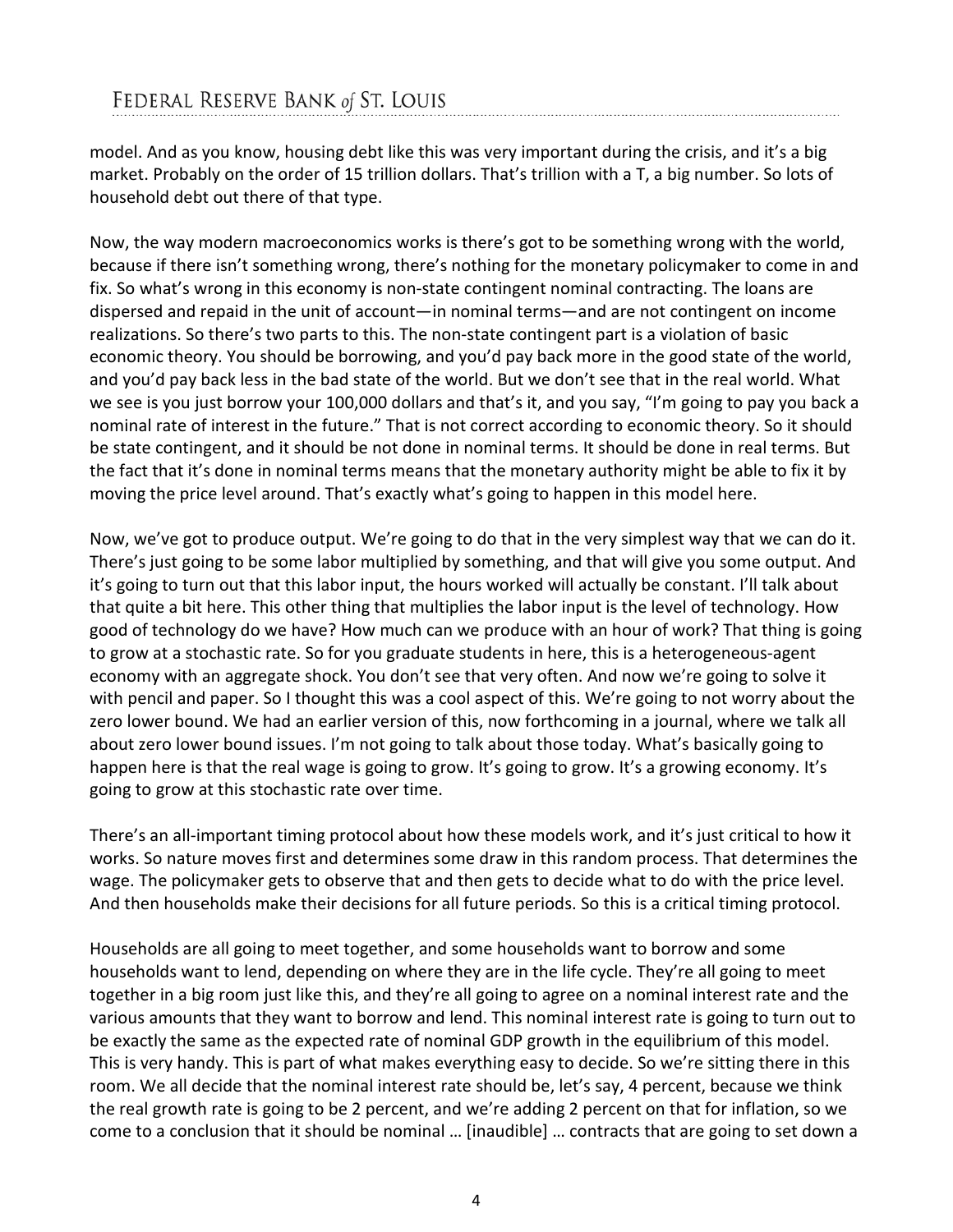model. And as you know, housing debt like this was very important during the crisis, and it's a big market. Probably on the order of 15 trillion dollars. That's trillion with a T, a big number. So lots of household debt out there of that type.

Now, the way modern macroeconomics works is there's got to be something wrong with the world, because if there isn't something wrong, there's nothing for the monetary policymaker to come in and fix. So what's wrong in this economy is non-state contingent nominal contracting. The loans are dispersed and repaid in the unit of account—in nominal terms—and are not contingent on income realizations. So there's two parts to this. The non-state contingent part is a violation of basic economic theory. You should be borrowing, and you'd pay back more in the good state of the world, and you'd pay back less in the bad state of the world. But we don't see that in the real world. What we see is you just borrow your 100,000 dollars and that's it, and you say, "I'm going to pay you back a nominal rate of interest in the future." That is not correct according to economic theory. So it should be state contingent, and it should be not done in nominal terms. It should be done in real terms. But the fact that it's done in nominal terms means that the monetary authority might be able to fix it by moving the price level around. That's exactly what's going to happen in this model here.

Now, we've got to produce output. We're going to do that in the very simplest way that we can do it. There's just going to be some labor multiplied by something, and that will give you some output. And it's going to turn out that this labor input, the hours worked will actually be constant. I'll talk about that quite a bit here. This other thing that multiplies the labor input is the level of technology. How good of technology do we have? How much can we produce with an hour of work? That thing is going to grow at a stochastic rate. So for you graduate students in here, this is a heterogeneous-agent economy with an aggregate shock. You don't see that very often. And now we're going to solve it with pencil and paper. So I thought this was a cool aspect of this. We're going to not worry about the zero lower bound. We had an earlier version of this, now forthcoming in a journal, where we talk all about zero lower bound issues. I'm not going to talk about those today. What's basically going to happen here is that the real wage is going to grow. It's going to grow. It's a growing economy. It's going to grow at this stochastic rate over time.

There's an all-important timing protocol about how these models work, and it's just critical to how it works. So nature moves first and determines some draw in this random process. That determines the wage. The policymaker gets to observe that and then gets to decide what to do with the price level. And then households make their decisions for all future periods. So this is a critical timing protocol.

Households are all going to meet together, and some households want to borrow and some households want to lend, depending on where they are in the life cycle. They're all going to meet together in a big room just like this, and they're all going to agree on a nominal interest rate and the various amounts that they want to borrow and lend. This nominal interest rate is going to turn out to be exactly the same as the expected rate of nominal GDP growth in the equilibrium of this model. This is very handy. This is part of what makes everything easy to decide. So we're sitting there in this room. We all decide that the nominal interest rate should be, let's say, 4 percent, because we think the real growth rate is going to be 2 percent, and we're adding 2 percent on that for inflation, so we come to a conclusion that it should be nominal … [inaudible] … contracts that are going to set down a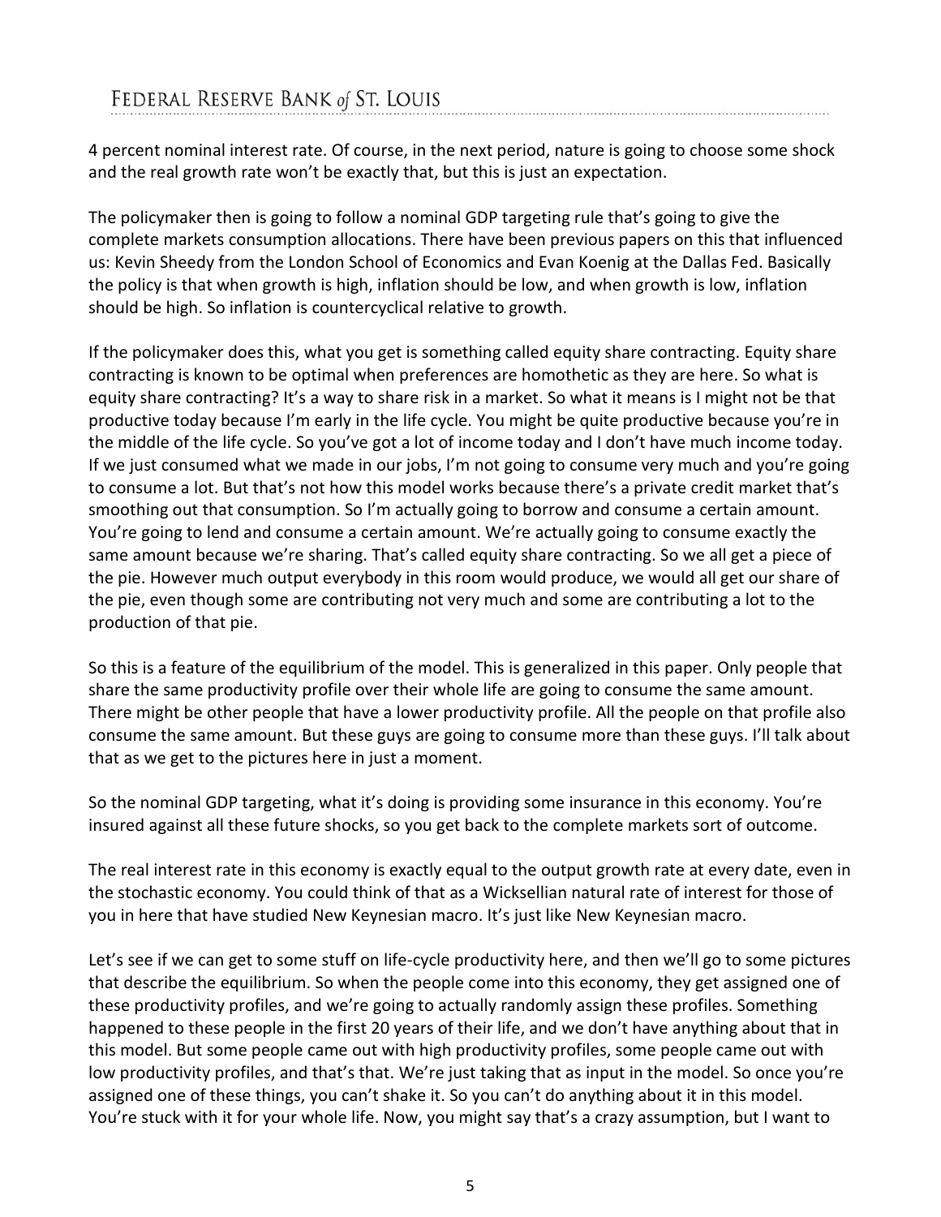4 percent nominal interest rate. Of course, in the next period, nature is going to choose some shock and the real growth rate won't be exactly that, but this is just an expectation.

The policymaker then is going to follow a nominal GDP targeting rule that's going to give the complete markets consumption allocations. There have been previous papers on this that influenced us: Kevin Sheedy from the London School of Economics and Evan Koenig at the Dallas Fed. Basically the policy is that when growth is high, inflation should be low, and when growth is low, inflation should be high. So inflation is countercyclical relative to growth.

If the policymaker does this, what you get is something called equity share contracting. Equity share contracting is known to be optimal when preferences are homothetic as they are here. So what is equity share contracting? It's a way to share risk in a market. So what it means is I might not be that productive today because I'm early in the life cycle. You might be quite productive because you're in the middle of the life cycle. So you've got a lot of income today and I don't have much income today. If we just consumed what we made in our jobs, I'm not going to consume very much and you're going to consume a lot. But that's not how this model works because there's a private credit market that's smoothing out that consumption. So I'm actually going to borrow and consume a certain amount. You're going to lend and consume a certain amount. We're actually going to consume exactly the same amount because we're sharing. That's called equity share contracting. So we all get a piece of the pie. However much output everybody in this room would produce, we would all get our share of the pie, even though some are contributing not very much and some are contributing a lot to the production of that pie.

So this is a feature of the equilibrium of the model. This is generalized in this paper. Only people that share the same productivity profile over their whole life are going to consume the same amount. There might be other people that have a lower productivity profile. All the people on that profile also consume the same amount. But these guys are going to consume more than these guys. I'll talk about that as we get to the pictures here in just a moment.

So the nominal GDP targeting, what it's doing is providing some insurance in this economy. You're insured against all these future shocks, so you get back to the complete markets sort of outcome.

The real interest rate in this economy is exactly equal to the output growth rate at every date, even in the stochastic economy. You could think of that as a Wicksellian natural rate of interest for those of you in here that have studied New Keynesian macro. It's just like New Keynesian macro.

Let's see if we can get to some stuff on life-cycle productivity here, and then we'll go to some pictures that describe the equilibrium. So when the people come into this economy, they get assigned one of these productivity profiles, and we're going to actually randomly assign these profiles. Something happened to these people in the first 20 years of their life, and we don't have anything about that in this model. But some people came out with high productivity profiles, some people came out with low productivity profiles, and that's that. We're just taking that as input in the model. So once you're assigned one of these things, you can't shake it. So you can't do anything about it in this model. You're stuck with it for your whole life. Now, you might say that's a crazy assumption, but I want to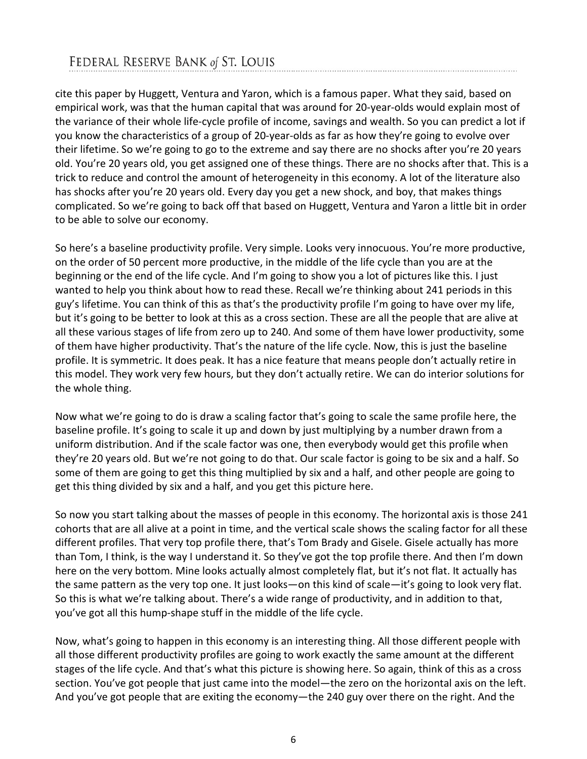cite this paper by Huggett, Ventura and Yaron, which is a famous paper. What they said, based on empirical work, was that the human capital that was around for 20-year-olds would explain most of the variance of their whole life-cycle profile of income, savings and wealth. So you can predict a lot if you know the characteristics of a group of 20-year-olds as far as how they're going to evolve over their lifetime. So we're going to go to the extreme and say there are no shocks after you're 20 years old. You're 20 years old, you get assigned one of these things. There are no shocks after that. This is a trick to reduce and control the amount of heterogeneity in this economy. A lot of the literature also has shocks after you're 20 years old. Every day you get a new shock, and boy, that makes things complicated. So we're going to back off that based on Huggett, Ventura and Yaron a little bit in order to be able to solve our economy.

So here's a baseline productivity profile. Very simple. Looks very innocuous. You're more productive, on the order of 50 percent more productive, in the middle of the life cycle than you are at the beginning or the end of the life cycle. And I'm going to show you a lot of pictures like this. I just wanted to help you think about how to read these. Recall we're thinking about 241 periods in this guy's lifetime. You can think of this as that's the productivity profile I'm going to have over my life, but it's going to be better to look at this as a cross section. These are all the people that are alive at all these various stages of life from zero up to 240. And some of them have lower productivity, some of them have higher productivity. That's the nature of the life cycle. Now, this is just the baseline profile. It is symmetric. It does peak. It has a nice feature that means people don't actually retire in this model. They work very few hours, but they don't actually retire. We can do interior solutions for the whole thing.

Now what we're going to do is draw a scaling factor that's going to scale the same profile here, the baseline profile. It's going to scale it up and down by just multiplying by a number drawn from a uniform distribution. And if the scale factor was one, then everybody would get this profile when they're 20 years old. But we're not going to do that. Our scale factor is going to be six and a half. So some of them are going to get this thing multiplied by six and a half, and other people are going to get this thing divided by six and a half, and you get this picture here.

So now you start talking about the masses of people in this economy. The horizontal axis is those 241 cohorts that are all alive at a point in time, and the vertical scale shows the scaling factor for all these different profiles. That very top profile there, that's Tom Brady and Gisele. Gisele actually has more than Tom, I think, is the way I understand it. So they've got the top profile there. And then I'm down here on the very bottom. Mine looks actually almost completely flat, but it's not flat. It actually has the same pattern as the very top one. It just looks—on this kind of scale—it's going to look very flat. So this is what we're talking about. There's a wide range of productivity, and in addition to that, you've got all this hump-shape stuff in the middle of the life cycle.

Now, what's going to happen in this economy is an interesting thing. All those different people with all those different productivity profiles are going to work exactly the same amount at the different stages of the life cycle. And that's what this picture is showing here. So again, think of this as a cross section. You've got people that just came into the model—the zero on the horizontal axis on the left. And you've got people that are exiting the economy—the 240 guy over there on the right. And the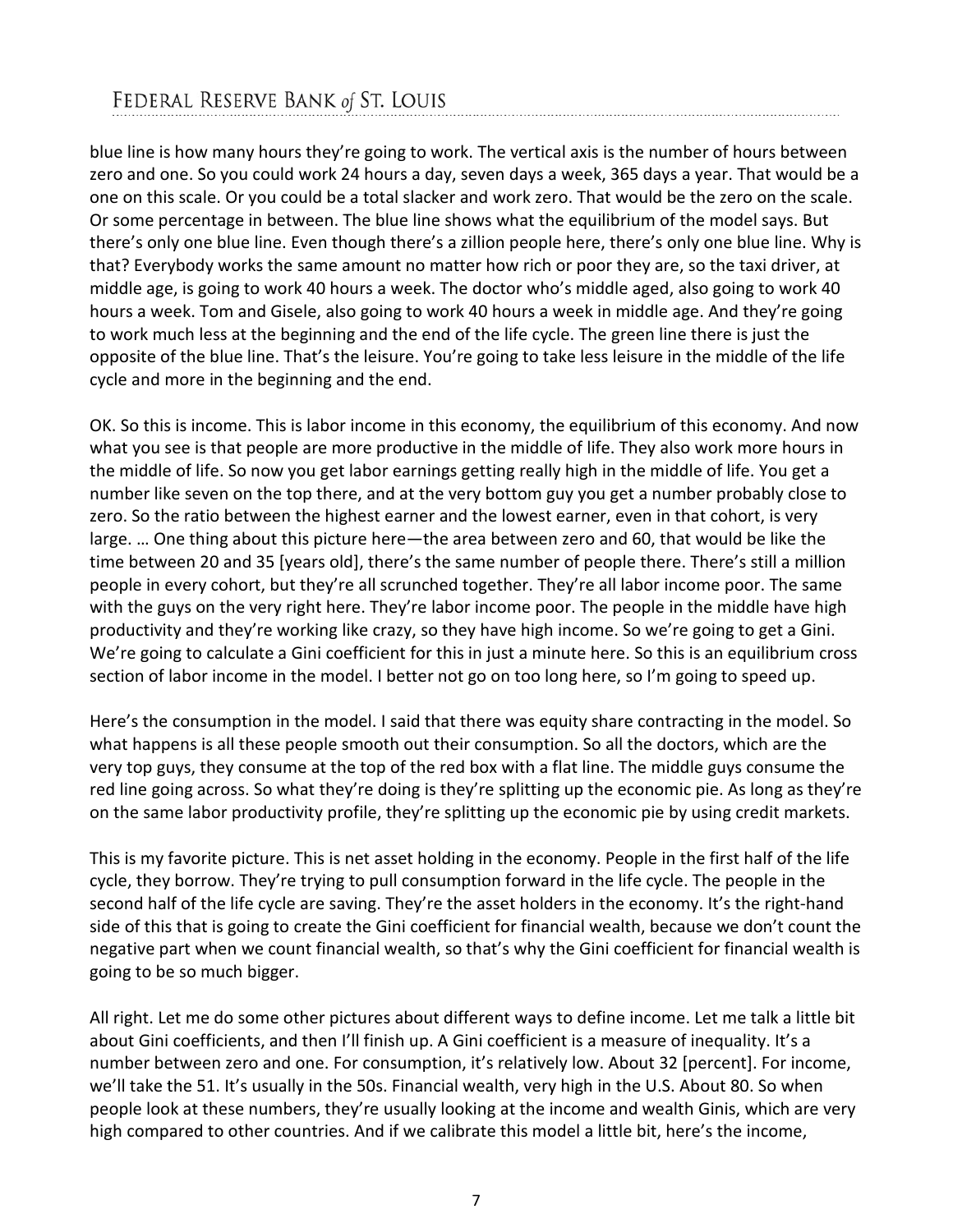blue line is how many hours they're going to work. The vertical axis is the number of hours between zero and one. So you could work 24 hours a day, seven days a week, 365 days a year. That would be a one on this scale. Or you could be a total slacker and work zero. That would be the zero on the scale. Or some percentage in between. The blue line shows what the equilibrium of the model says. But there's only one blue line. Even though there's a zillion people here, there's only one blue line. Why is that? Everybody works the same amount no matter how rich or poor they are, so the taxi driver, at middle age, is going to work 40 hours a week. The doctor who's middle aged, also going to work 40 hours a week. Tom and Gisele, also going to work 40 hours a week in middle age. And they're going to work much less at the beginning and the end of the life cycle. The green line there is just the opposite of the blue line. That's the leisure. You're going to take less leisure in the middle of the life cycle and more in the beginning and the end.

OK. So this is income. This is labor income in this economy, the equilibrium of this economy. And now what you see is that people are more productive in the middle of life. They also work more hours in the middle of life. So now you get labor earnings getting really high in the middle of life. You get a number like seven on the top there, and at the very bottom guy you get a number probably close to zero. So the ratio between the highest earner and the lowest earner, even in that cohort, is very large. … One thing about this picture here—the area between zero and 60, that would be like the time between 20 and 35 [years old], there's the same number of people there. There's still a million people in every cohort, but they're all scrunched together. They're all labor income poor. The same with the guys on the very right here. They're labor income poor. The people in the middle have high productivity and they're working like crazy, so they have high income. So we're going to get a Gini. We're going to calculate a Gini coefficient for this in just a minute here. So this is an equilibrium cross section of labor income in the model. I better not go on too long here, so I'm going to speed up.

Here's the consumption in the model. I said that there was equity share contracting in the model. So what happens is all these people smooth out their consumption. So all the doctors, which are the very top guys, they consume at the top of the red box with a flat line. The middle guys consume the red line going across. So what they're doing is they're splitting up the economic pie. As long as they're on the same labor productivity profile, they're splitting up the economic pie by using credit markets.

This is my favorite picture. This is net asset holding in the economy. People in the first half of the life cycle, they borrow. They're trying to pull consumption forward in the life cycle. The people in the second half of the life cycle are saving. They're the asset holders in the economy. It's the right-hand side of this that is going to create the Gini coefficient for financial wealth, because we don't count the negative part when we count financial wealth, so that's why the Gini coefficient for financial wealth is going to be so much bigger.

All right. Let me do some other pictures about different ways to define income. Let me talk a little bit about Gini coefficients, and then I'll finish up. A Gini coefficient is a measure of inequality. It's a number between zero and one. For consumption, it's relatively low. About 32 [percent]. For income, we'll take the 51. It's usually in the 50s. Financial wealth, very high in the U.S. About 80. So when people look at these numbers, they're usually looking at the income and wealth Ginis, which are very high compared to other countries. And if we calibrate this model a little bit, here's the income,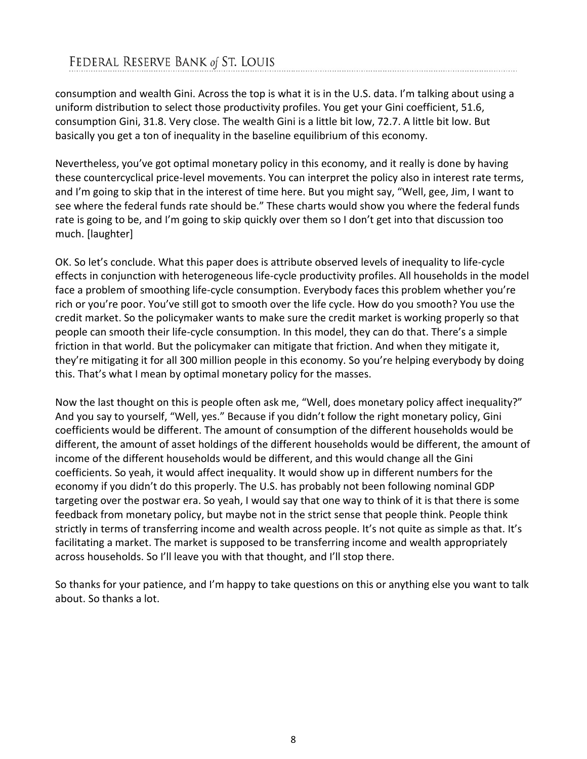consumption and wealth Gini. Across the top is what it is in the U.S. data. I'm talking about using a uniform distribution to select those productivity profiles. You get your Gini coefficient, 51.6, consumption Gini, 31.8. Very close. The wealth Gini is a little bit low, 72.7. A little bit low. But basically you get a ton of inequality in the baseline equilibrium of this economy.

Nevertheless, you've got optimal monetary policy in this economy, and it really is done by having these countercyclical price-level movements. You can interpret the policy also in interest rate terms, and I'm going to skip that in the interest of time here. But you might say, "Well, gee, Jim, I want to see where the federal funds rate should be." These charts would show you where the federal funds rate is going to be, and I'm going to skip quickly over them so I don't get into that discussion too much. [laughter]

OK. So let's conclude. What this paper does is attribute observed levels of inequality to life-cycle effects in conjunction with heterogeneous life-cycle productivity profiles. All households in the model face a problem of smoothing life-cycle consumption. Everybody faces this problem whether you're rich or you're poor. You've still got to smooth over the life cycle. How do you smooth? You use the credit market. So the policymaker wants to make sure the credit market is working properly so that people can smooth their life-cycle consumption. In this model, they can do that. There's a simple friction in that world. But the policymaker can mitigate that friction. And when they mitigate it, they're mitigating it for all 300 million people in this economy. So you're helping everybody by doing this. That's what I mean by optimal monetary policy for the masses.

Now the last thought on this is people often ask me, "Well, does monetary policy affect inequality?" And you say to yourself, "Well, yes." Because if you didn't follow the right monetary policy, Gini coefficients would be different. The amount of consumption of the different households would be different, the amount of asset holdings of the different households would be different, the amount of income of the different households would be different, and this would change all the Gini coefficients. So yeah, it would affect inequality. It would show up in different numbers for the economy if you didn't do this properly. The U.S. has probably not been following nominal GDP targeting over the postwar era. So yeah, I would say that one way to think of it is that there is some feedback from monetary policy, but maybe not in the strict sense that people think. People think strictly in terms of transferring income and wealth across people. It's not quite as simple as that. It's facilitating a market. The market is supposed to be transferring income and wealth appropriately across households. So I'll leave you with that thought, and I'll stop there.

So thanks for your patience, and I'm happy to take questions on this or anything else you want to talk about. So thanks a lot.